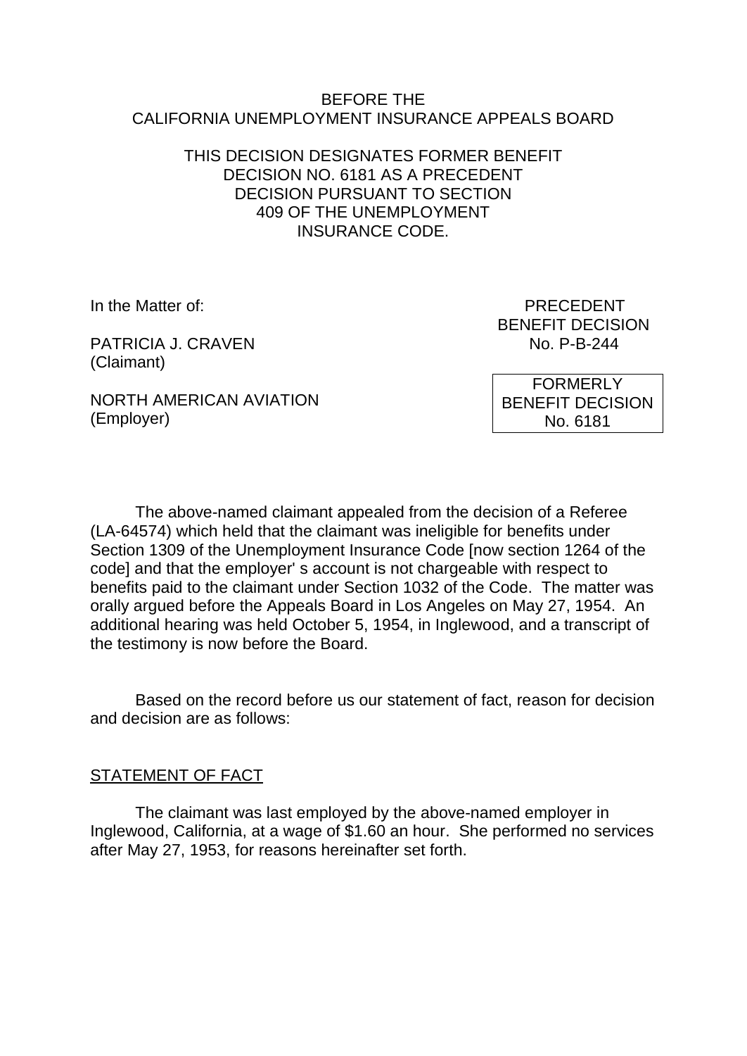BEFORE THE
CALIFORNIA UNEMPLOYMENT INSURANCE APPEALS BOARD

THIS DECISION DESIGNATES FORMER BENEFIT DECISION NO. 6181 AS A PRECEDENT DECISION PURSUANT TO SECTION 409 OF THE UNEMPLOYMENT INSURANCE CODE.

In the Matter of:

PATRICIA J. CRAVEN
(Claimant)

NORTH AMERICAN AVIATION
(Employer)

PRECEDENT
BENEFIT DECISION
No. P-B-244

FORMERLY
BENEFIT DECISION
No. 6181

The above-named claimant appealed from the decision of a Referee (LA-64574) which held that the claimant was ineligible for benefits under Section 1309 of the Unemployment Insurance Code [now section 1264 of the code] and that the employer' s account is not chargeable with respect to benefits paid to the claimant under Section 1032 of the Code. The matter was orally argued before the Appeals Board in Los Angeles on May 27, 1954. An additional hearing was held October 5, 1954, in Inglewood, and a transcript of the testimony is now before the Board.

Based on the record before us our statement of fact, reason for decision and decision are as follows:

STATEMENT OF FACT

The claimant was last employed by the above-named employer in Inglewood, California, at a wage of $1.60 an hour. She performed no services after May 27, 1953, for reasons hereinafter set forth.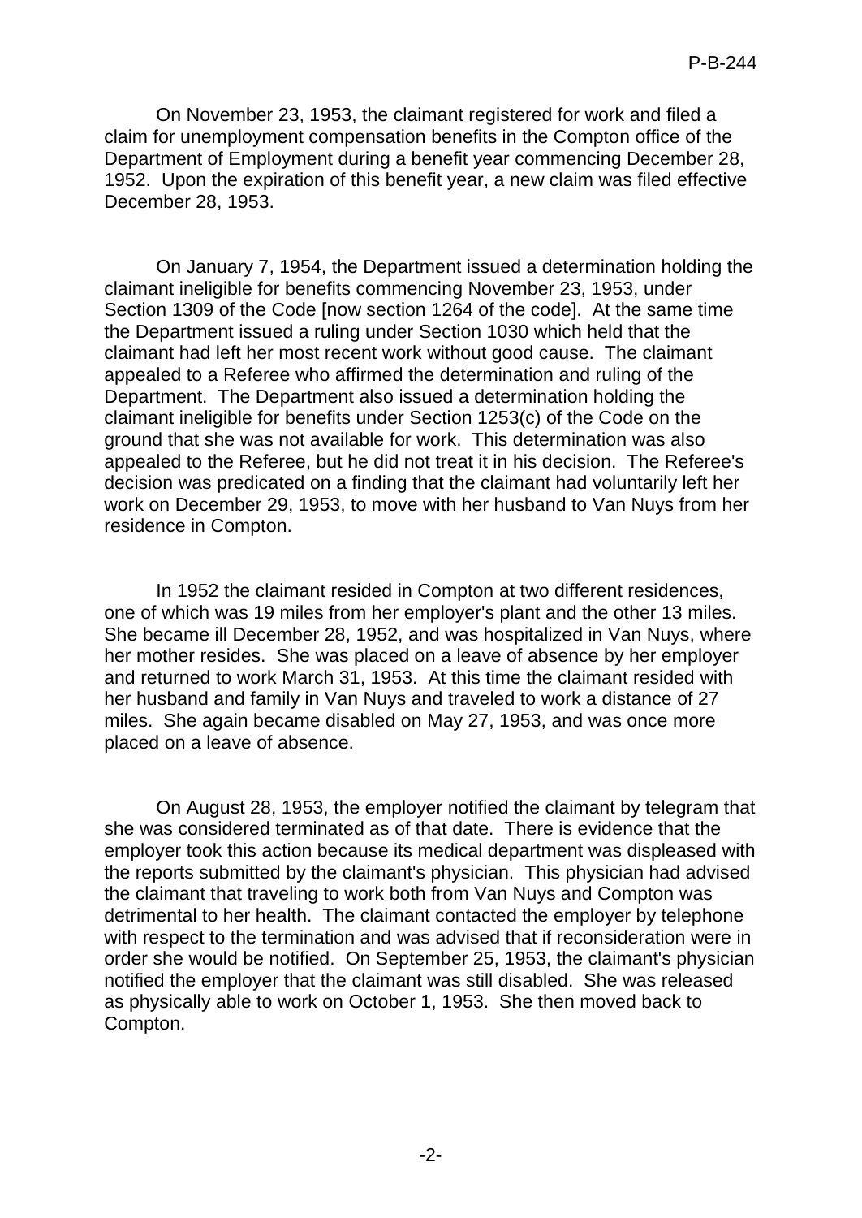On November 23, 1953, the claimant registered for work and filed a claim for unemployment compensation benefits in the Compton office of the Department of Employment during a benefit year commencing December 28, 1952. Upon the expiration of this benefit year, a new claim was filed effective December 28, 1953.

On January 7, 1954, the Department issued a determination holding the claimant ineligible for benefits commencing November 23, 1953, under Section 1309 of the Code [now section 1264 of the code]. At the same time the Department issued a ruling under Section 1030 which held that the claimant had left her most recent work without good cause. The claimant appealed to a Referee who affirmed the determination and ruling of the Department. The Department also issued a determination holding the claimant ineligible for benefits under Section 1253(c) of the Code on the ground that she was not available for work. This determination was also appealed to the Referee, but he did not treat it in his decision. The Referee's decision was predicated on a finding that the claimant had voluntarily left her work on December 29, 1953, to move with her husband to Van Nuys from her residence in Compton.

In 1952 the claimant resided in Compton at two different residences, one of which was 19 miles from her employer's plant and the other 13 miles. She became ill December 28, 1952, and was hospitalized in Van Nuys, where her mother resides. She was placed on a leave of absence by her employer and returned to work March 31, 1953. At this time the claimant resided with her husband and family in Van Nuys and traveled to work a distance of 27 miles. She again became disabled on May 27, 1953, and was once more placed on a leave of absence.

On August 28, 1953, the employer notified the claimant by telegram that she was considered terminated as of that date. There is evidence that the employer took this action because its medical department was displeased with the reports submitted by the claimant's physician. This physician had advised the claimant that traveling to work both from Van Nuys and Compton was detrimental to her health. The claimant contacted the employer by telephone with respect to the termination and was advised that if reconsideration were in order she would be notified. On September 25, 1953, the claimant's physician notified the employer that the claimant was still disabled. She was released as physically able to work on October 1, 1953. She then moved back to Compton.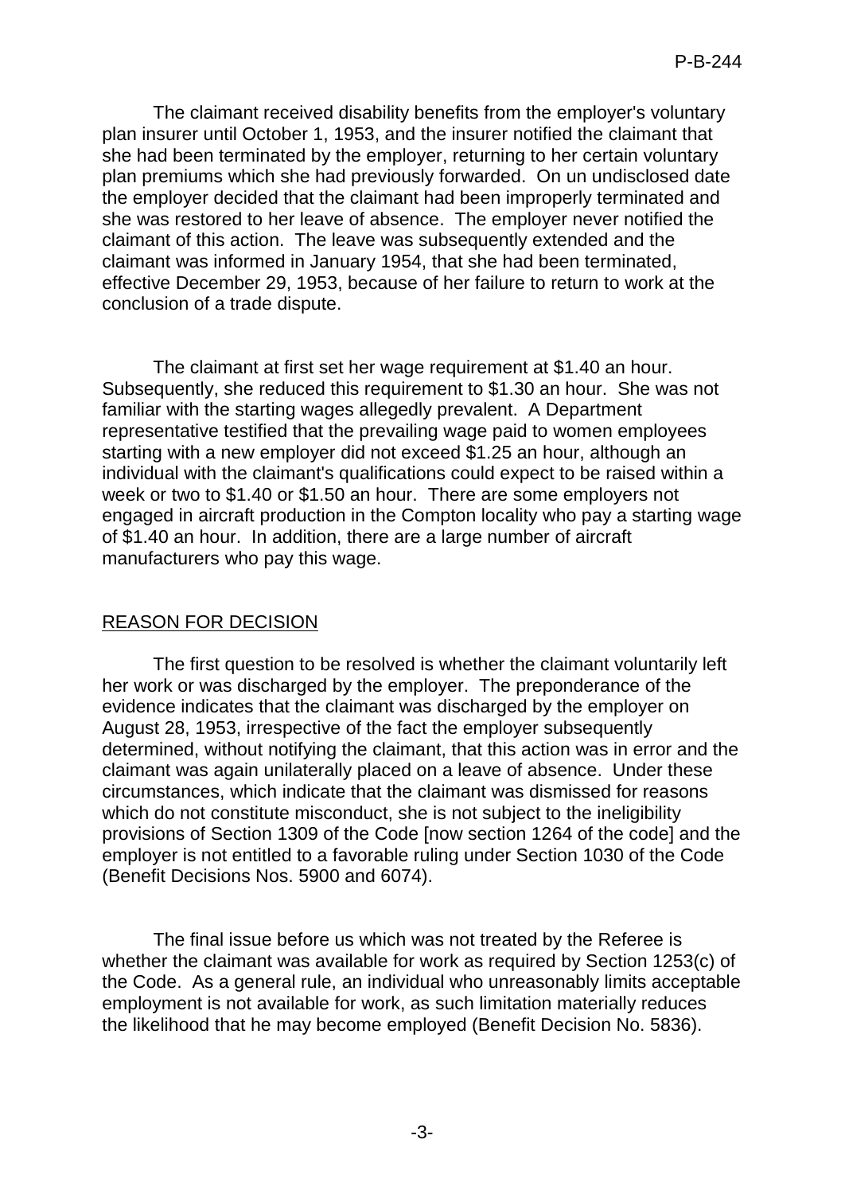The claimant received disability benefits from the employer's voluntary plan insurer until October 1, 1953, and the insurer notified the claimant that she had been terminated by the employer, returning to her certain voluntary plan premiums which she had previously forwarded. On un undisclosed date the employer decided that the claimant had been improperly terminated and she was restored to her leave of absence. The employer never notified the claimant of this action. The leave was subsequently extended and the claimant was informed in January 1954, that she had been terminated, effective December 29, 1953, because of her failure to return to work at the conclusion of a trade dispute.

The claimant at first set her wage requirement at $1.40 an hour. Subsequently, she reduced this requirement to $1.30 an hour. She was not familiar with the starting wages allegedly prevalent. A Department representative testified that the prevailing wage paid to women employees starting with a new employer did not exceed $1.25 an hour, although an individual with the claimant's qualifications could expect to be raised within a week or two to $1.40 or $1.50 an hour. There are some employers not engaged in aircraft production in the Compton locality who pay a starting wage of $1.40 an hour. In addition, there are a large number of aircraft manufacturers who pay this wage.

## REASON FOR DECISION

The first question to be resolved is whether the claimant voluntarily left her work or was discharged by the employer. The preponderance of the evidence indicates that the claimant was discharged by the employer on August 28, 1953, irrespective of the fact the employer subsequently determined, without notifying the claimant, that this action was in error and the claimant was again unilaterally placed on a leave of absence. Under these circumstances, which indicate that the claimant was dismissed for reasons which do not constitute misconduct, she is not subject to the ineligibility provisions of Section 1309 of the Code [now section 1264 of the code] and the employer is not entitled to a favorable ruling under Section 1030 of the Code (Benefit Decisions Nos. 5900 and 6074).

The final issue before us which was not treated by the Referee is whether the claimant was available for work as required by Section 1253(c) of the Code. As a general rule, an individual who unreasonably limits acceptable employment is not available for work, as such limitation materially reduces the likelihood that he may become employed (Benefit Decision No. 5836).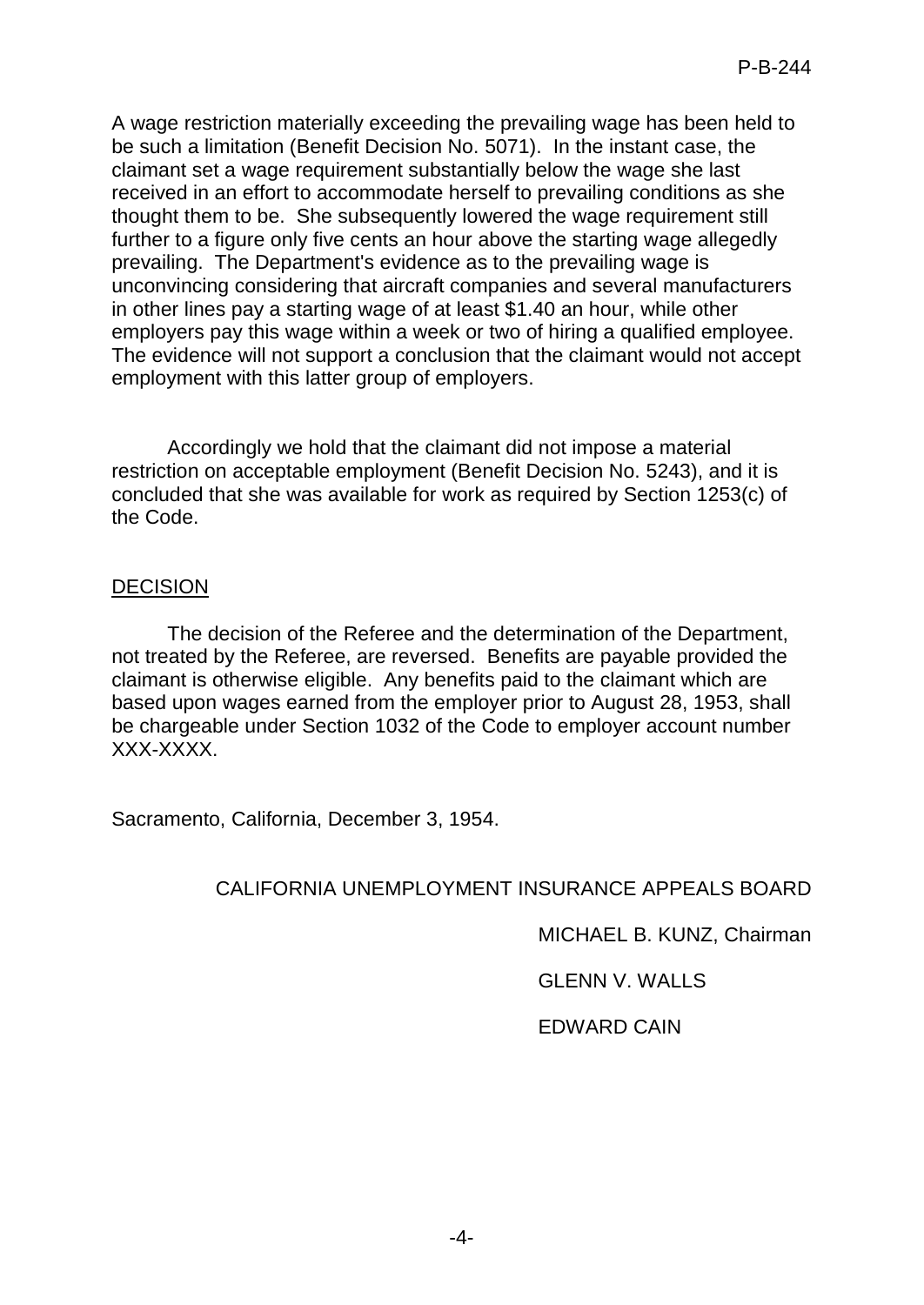A wage restriction materially exceeding the prevailing wage has been held to be such a limitation (Benefit Decision No. 5071). In the instant case, the claimant set a wage requirement substantially below the wage she last received in an effort to accommodate herself to prevailing conditions as she thought them to be. She subsequently lowered the wage requirement still further to a figure only five cents an hour above the starting wage allegedly prevailing. The Department's evidence as to the prevailing wage is unconvincing considering that aircraft companies and several manufacturers in other lines pay a starting wage of at least $1.40 an hour, while other employers pay this wage within a week or two of hiring a qualified employee. The evidence will not support a conclusion that the claimant would not accept employment with this latter group of employers.

Accordingly we hold that the claimant did not impose a material restriction on acceptable employment (Benefit Decision No. 5243), and it is concluded that she was available for work as required by Section 1253(c) of the Code.

## DECISION

The decision of the Referee and the determination of the Department, not treated by the Referee, are reversed. Benefits are payable provided the claimant is otherwise eligible. Any benefits paid to the claimant which are based upon wages earned from the employer prior to August 28, 1953, shall be chargeable under Section 1032 of the Code to employer account number XXX-XXXX.

Sacramento, California, December 3, 1954.

CALIFORNIA UNEMPLOYMENT INSURANCE APPEALS BOARD

MICHAEL B. KUNZ, Chairman

GLENN V. WALLS

EDWARD CAIN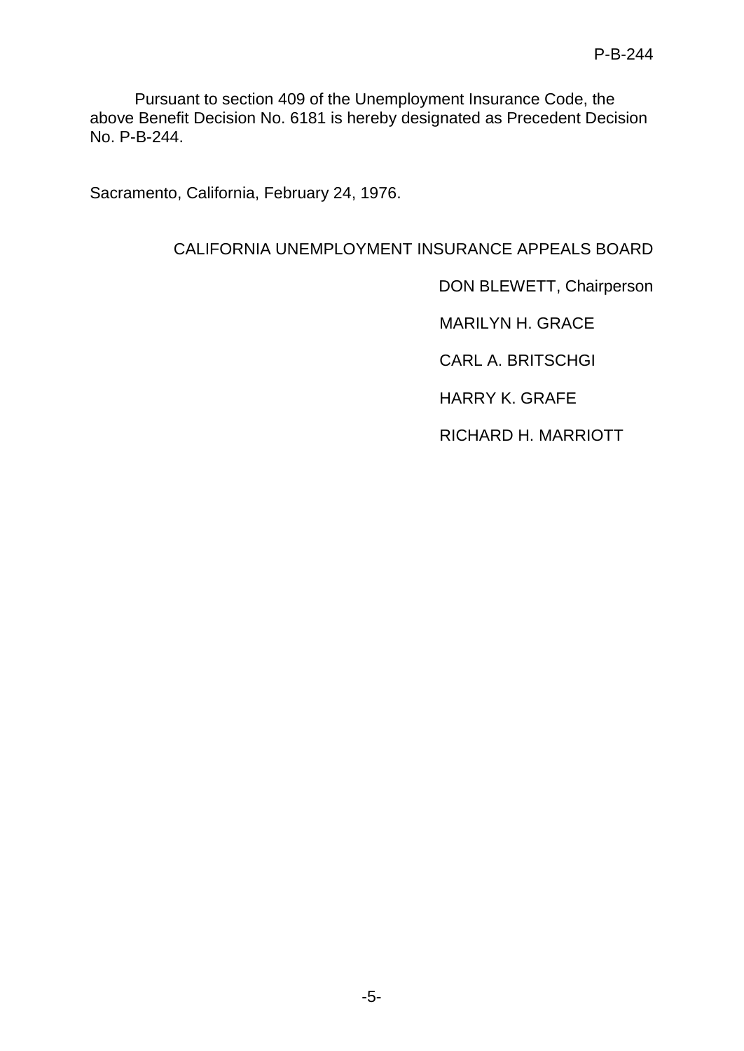Pursuant to section 409 of the Unemployment Insurance Code, the above Benefit Decision No. 6181 is hereby designated as Precedent Decision No. P-B-244.

Sacramento, California, February 24, 1976.

CALIFORNIA UNEMPLOYMENT INSURANCE APPEALS BOARD

DON BLEWETT, Chairperson

MARILYN H. GRACE

CARL A. BRITSCHGI

HARRY K. GRAFE

RICHARD H. MARRIOTT